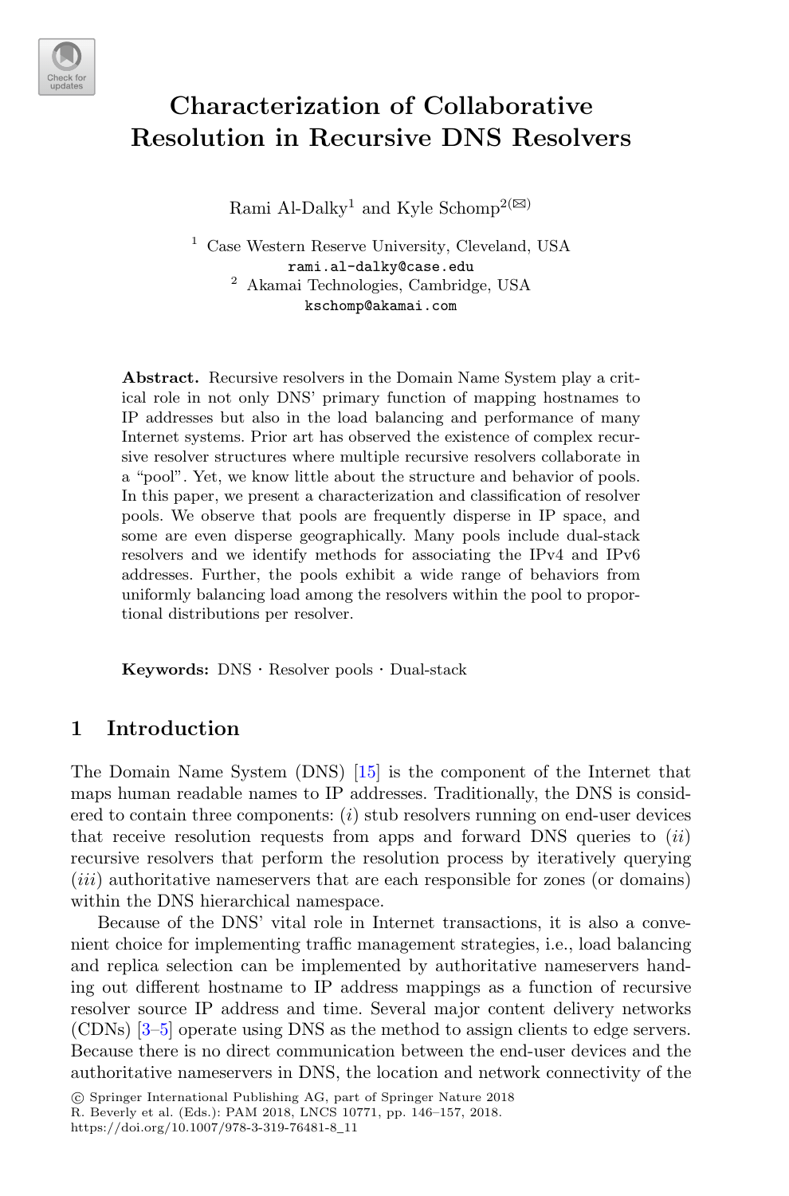# Characterization of Collaborative Resolution in Recursive DNS Resolvers

Rami Al-Dalky[1] and Kyle Schomp[2(✉)]

[1] Case Western Reserve University, Cleveland, USA
rami.al-dalky@case.edu

[2] Akamai Technologies, Cambridge, USA
kschomp@akamai.com

**Abstract.** Recursive resolvers in the Domain Name System play a critical role in not only DNS' primary function of mapping hostnames to IP addresses but also in the load balancing and performance of many Internet systems. Prior art has observed the existence of complex recursive resolver structures where multiple recursive resolvers collaborate in a "pool". Yet, we know little about the structure and behavior of pools. In this paper, we present a characterization and classification of resolver pools. We observe that pools are frequently disperse in IP space, and some are even disperse geographically. Many pools include dual-stack resolvers and we identify methods for associating the IPv4 and IPv6 addresses. Further, the pools exhibit a wide range of behaviors from uniformly balancing load among the resolvers within the pool to proportional distributions per resolver.

**Keywords:** DNS · Resolver pools · Dual-stack

## 1 Introduction

The Domain Name System (DNS) [15] is the component of the Internet that maps human readable names to IP addresses. Traditionally, the DNS is considered to contain three components: (*i*) stub resolvers running on end-user devices that receive resolution requests from apps and forward DNS queries to (*ii*) recursive resolvers that perform the resolution process by iteratively querying (*iii*) authoritative nameservers that are each responsible for zones (or domains) within the DNS hierarchical namespace.

Because of the DNS' vital role in Internet transactions, it is also a convenient choice for implementing traffic management strategies, i.e., load balancing and replica selection can be implemented by authoritative nameservers handing out different hostname to IP address mappings as a function of recursive resolver source IP address and time. Several major content delivery networks (CDNs) [3–5] operate using DNS as the method to assign clients to edge servers. Because there is no direct communication between the end-user devices and the authoritative nameservers in DNS, the location and network connectivity of the

© Springer International Publishing AG, part of Springer Nature 2018
R. Beverly et al. (Eds.): PAM 2018, LNCS 10771, pp. 146–157, 2018.
https://doi.org/10.1007/978-3-319-76481-8_11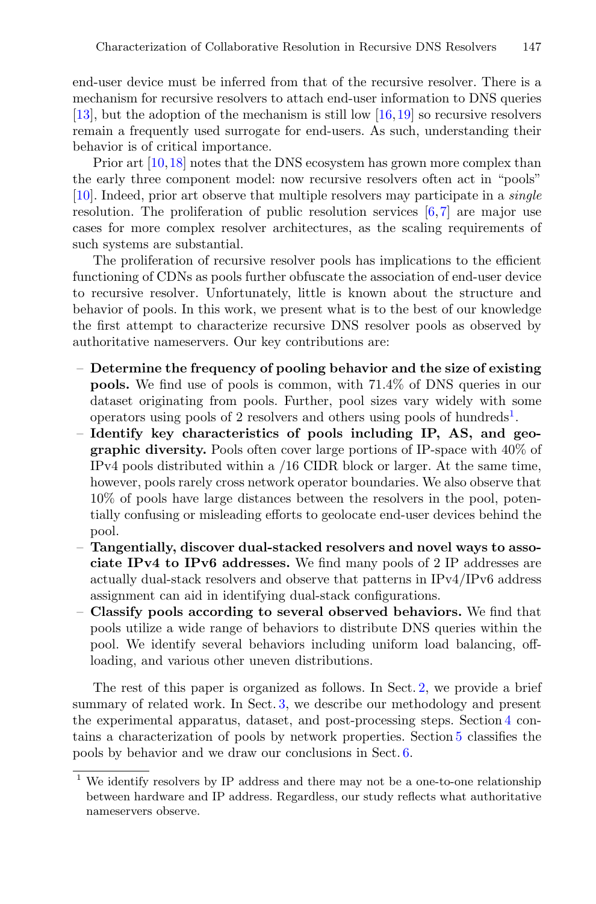end-user device must be inferred from that of the recursive resolver. There is a mechanism for recursive resolvers to attach end-user information to DNS queries [13], but the adoption of the mechanism is still low [16,19] so recursive resolvers remain a frequently used surrogate for end-users. As such, understanding their behavior is of critical importance.

Prior art [10,18] notes that the DNS ecosystem has grown more complex than the early three component model: now recursive resolvers often act in "pools" [10]. Indeed, prior art observe that multiple resolvers may participate in a *single* resolution. The proliferation of public resolution services [6,7] are major use cases for more complex resolver architectures, as the scaling requirements of such systems are substantial.

The proliferation of recursive resolver pools has implications to the efficient functioning of CDNs as pools further obfuscate the association of end-user device to recursive resolver. Unfortunately, little is known about the structure and behavior of pools. In this work, we present what is to the best of our knowledge the first attempt to characterize recursive DNS resolver pools as observed by authoritative nameservers. Our key contributions are:

- **Determine the frequency of pooling behavior and the size of existing pools.** We find use of pools is common, with 71.4% of DNS queries in our dataset originating from pools. Further, pool sizes vary widely with some operators using pools of 2 resolvers and others using pools of hundreds[1].
- **Identify key characteristics of pools including IP, AS, and geographic diversity.** Pools often cover large portions of IP-space with 40% of IPv4 pools distributed within a /16 CIDR block or larger. At the same time, however, pools rarely cross network operator boundaries. We also observe that 10% of pools have large distances between the resolvers in the pool, potentially confusing or misleading efforts to geolocate end-user devices behind the pool.
- **Tangentially, discover dual-stacked resolvers and novel ways to associate IPv4 to IPv6 addresses.** We find many pools of 2 IP addresses are actually dual-stack resolvers and observe that patterns in IPv4/IPv6 address assignment can aid in identifying dual-stack configurations.
- **Classify pools according to several observed behaviors.** We find that pools utilize a wide range of behaviors to distribute DNS queries within the pool. We identify several behaviors including uniform load balancing, offloading, and various other uneven distributions.

The rest of this paper is organized as follows. In Sect. 2, we provide a brief summary of related work. In Sect. 3, we describe our methodology and present the experimental apparatus, dataset, and post-processing steps. Section 4 contains a characterization of pools by network properties. Section 5 classifies the pools by behavior and we draw our conclusions in Sect. 6.

[1] We identify resolvers by IP address and there may not be a one-to-one relationship between hardware and IP address. Regardless, our study reflects what authoritative nameservers observe.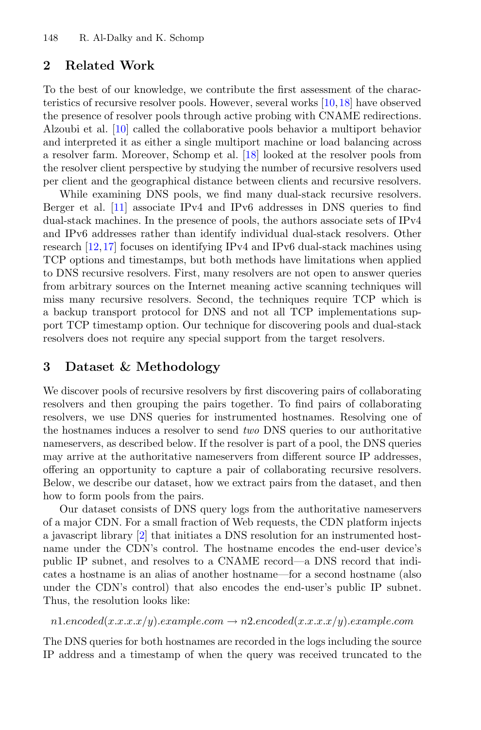## 2 Related Work

To the best of our knowledge, we contribute the first assessment of the characteristics of recursive resolver pools. However, several works [10,18] have observed the presence of resolver pools through active probing with CNAME redirections. Alzoubi et al. [10] called the collaborative pools behavior a multiport behavior and interpreted it as either a single multiport machine or load balancing across a resolver farm. Moreover, Schomp et al. [18] looked at the resolver pools from the resolver client perspective by studying the number of recursive resolvers used per client and the geographical distance between clients and recursive resolvers.

While examining DNS pools, we find many dual-stack recursive resolvers. Berger et al. [11] associate IPv4 and IPv6 addresses in DNS queries to find dual-stack machines. In the presence of pools, the authors associate sets of IPv4 and IPv6 addresses rather than identify individual dual-stack resolvers. Other research [12,17] focuses on identifying IPv4 and IPv6 dual-stack machines using TCP options and timestamps, but both methods have limitations when applied to DNS recursive resolvers. First, many resolvers are not open to answer queries from arbitrary sources on the Internet meaning active scanning techniques will miss many recursive resolvers. Second, the techniques require TCP which is a backup transport protocol for DNS and not all TCP implementations support TCP timestamp option. Our technique for discovering pools and dual-stack resolvers does not require any special support from the target resolvers.

## 3 Dataset & Methodology

We discover pools of recursive resolvers by first discovering pairs of collaborating resolvers and then grouping the pairs together. To find pairs of collaborating resolvers, we use DNS queries for instrumented hostnames. Resolving one of the hostnames induces a resolver to send *two* DNS queries to our authoritative nameservers, as described below. If the resolver is part of a pool, the DNS queries may arrive at the authoritative nameservers from different source IP addresses, offering an opportunity to capture a pair of collaborating recursive resolvers. Below, we describe our dataset, how we extract pairs from the dataset, and then how to form pools from the pairs.

Our dataset consists of DNS query logs from the authoritative nameservers of a major CDN. For a small fraction of Web requests, the CDN platform injects a javascript library [2] that initiates a DNS resolution for an instrumented hostname under the CDN's control. The hostname encodes the end-user device's public IP subnet, and resolves to a CNAME record—a DNS record that indicates a hostname is an alias of another hostname—for a second hostname (also under the CDN's control) that also encodes the end-user's public IP subnet. Thus, the resolution looks like:

$$n1.encoded(x.x.x.x/y).example.com \rightarrow n2.encoded(x.x.x.x/y).example.com$$

The DNS queries for both hostnames are recorded in the logs including the source IP address and a timestamp of when the query was received truncated to the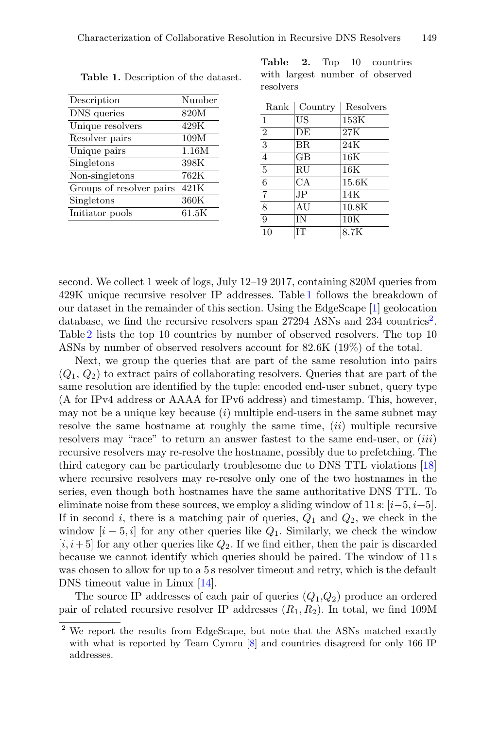**Table 1.** Description of the dataset.

| Description | Number |
|---|---|
| DNS queries | 820M |
| Unique resolvers | 429K |
| Resolver pairs | 109M |
| Unique pairs | 1.16M |
| Singletons | 398K |
| Non-singletons | 762K |
| Groups of resolver pairs | 421K |
| Singletons | 360K |
| Initiator pools | 61.5K |

**Table 2.** Top 10 countries with largest number of observed resolvers

| Rank | Country | Resolvers |
|---|---|---|
| 1 | US | 153K |
| 2 | DE | 27K |
| 3 | BR | 24K |
| 4 | GB | 16K |
| 5 | RU | 16K |
| 6 | CA | 15.6K |
| 7 | JP | 14K |
| 8 | AU | 10.8K |
| 9 | IN | 10K |
| 10 | IT | 8.7K |

second. We collect 1 week of logs, July 12–19 2017, containing 820M queries from 429K unique recursive resolver IP addresses. Table 1 follows the breakdown of our dataset in the remainder of this section. Using the EdgeScape [1] geolocation database, we find the recursive resolvers span 27294 ASNs and 234 countries[2]. Table 2 lists the top 10 countries by number of observed resolvers. The top 10 ASNs by number of observed resolvers account for 82.6K (19%) of the total.

Next, we group the queries that are part of the same resolution into pairs ($Q_1$, $Q_2$) to extract pairs of collaborating resolvers. Queries that are part of the same resolution are identified by the tuple: encoded end-user subnet, query type (A for IPv4 address or AAAA for IPv6 address) and timestamp. This, however, may not be a unique key because (*i*) multiple end-users in the same subnet may resolve the same hostname at roughly the same time, (*ii*) multiple recursive resolvers may "race" to return an answer fastest to the same end-user, or (*iii*) recursive resolvers may re-resolve the hostname, possibly due to prefetching. The third category can be particularly troublesome due to DNS TTL violations [18] where recursive resolvers may re-resolve only one of the two hostnames in the series, even though both hostnames have the same authoritative DNS TTL. To eliminate noise from these sources, we employ a sliding window of 11 s: $[i-5, i+5]$. If in second $i$, there is a matching pair of queries, $Q_1$ and $Q_2$, we check in the window $[i-5, i]$ for any other queries like $Q_1$. Similarly, we check the window $[i, i+5]$ for any other queries like $Q_2$. If we find either, then the pair is discarded because we cannot identify which queries should be paired. The window of 11 s was chosen to allow for up to a 5 s resolver timeout and retry, which is the default DNS timeout value in Linux [14].

The source IP addresses of each pair of queries ($Q_1$,$Q_2$) produce an ordered pair of related recursive resolver IP addresses ($R_1$, $R_2$). In total, we find 109M

[2] We report the results from EdgeScape, but note that the ASNs matched exactly with what is reported by Team Cymru [8] and countries disagreed for only 166 IP addresses.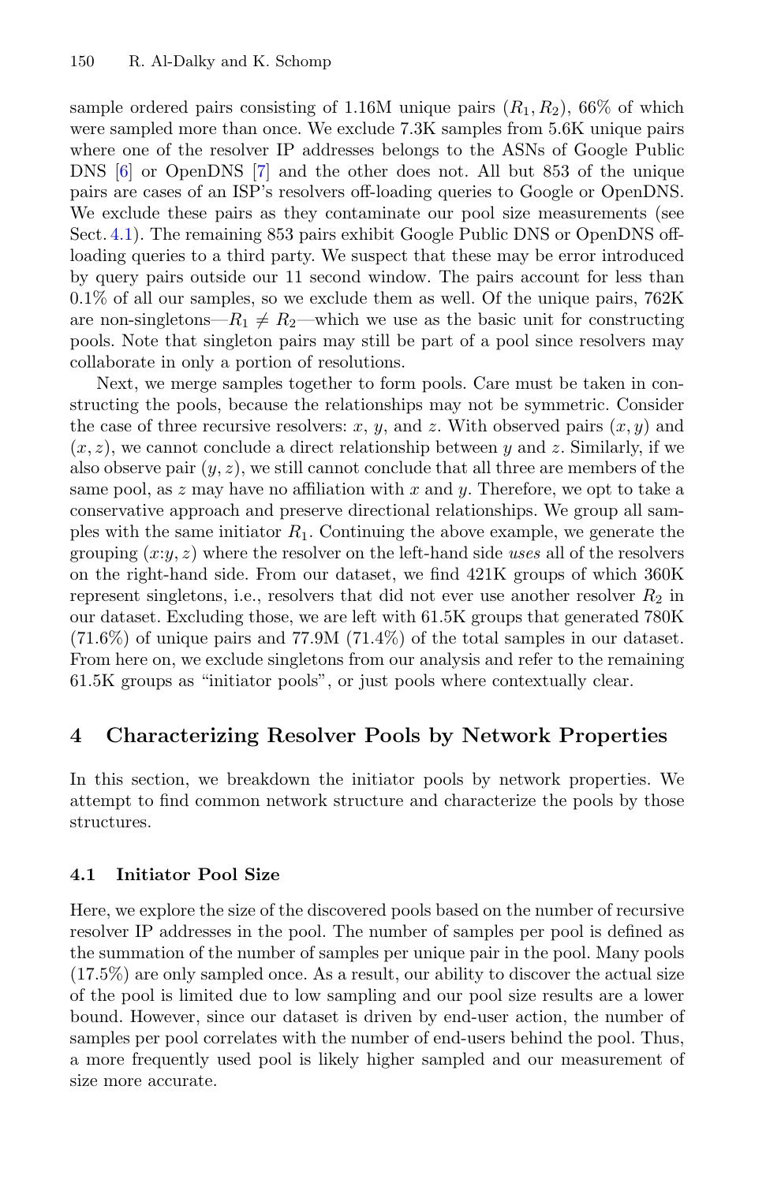sample ordered pairs consisting of 1.16M unique pairs $(R_1, R_2)$, 66% of which were sampled more than once. We exclude 7.3K samples from 5.6K unique pairs where one of the resolver IP addresses belongs to the ASNs of Google Public DNS [6] or OpenDNS [7] and the other does not. All but 853 of the unique pairs are cases of an ISP's resolvers off-loading queries to Google or OpenDNS. We exclude these pairs as they contaminate our pool size measurements (see Sect. 4.1). The remaining 853 pairs exhibit Google Public DNS or OpenDNS off-loading queries to a third party. We suspect that these may be error introduced by query pairs outside our 11 second window. The pairs account for less than 0.1% of all our samples, so we exclude them as well. Of the unique pairs, 762K are non-singletons—$R_1 \neq R_2$—which we use as the basic unit for constructing pools. Note that singleton pairs may still be part of a pool since resolvers may collaborate in only a portion of resolutions.

Next, we merge samples together to form pools. Care must be taken in constructing the pools, because the relationships may not be symmetric. Consider the case of three recursive resolvers: $x$, $y$, and $z$. With observed pairs $(x, y)$ and $(x, z)$, we cannot conclude a direct relationship between $y$ and $z$. Similarly, if we also observe pair $(y, z)$, we still cannot conclude that all three are members of the same pool, as $z$ may have no affiliation with $x$ and $y$. Therefore, we opt to take a conservative approach and preserve directional relationships. We group all samples with the same initiator $R_1$. Continuing the above example, we generate the grouping $(x{:}y, z)$ where the resolver on the left-hand side *uses* all of the resolvers on the right-hand side. From our dataset, we find 421K groups of which 360K represent singletons, i.e., resolvers that did not ever use another resolver $R_2$ in our dataset. Excluding those, we are left with 61.5K groups that generated 780K (71.6%) of unique pairs and 77.9M (71.4%) of the total samples in our dataset. From here on, we exclude singletons from our analysis and refer to the remaining 61.5K groups as "initiator pools", or just pools where contextually clear.

## 4 Characterizing Resolver Pools by Network Properties

In this section, we breakdown the initiator pools by network properties. We attempt to find common network structure and characterize the pools by those structures.

### 4.1 Initiator Pool Size

Here, we explore the size of the discovered pools based on the number of recursive resolver IP addresses in the pool. The number of samples per pool is defined as the summation of the number of samples per unique pair in the pool. Many pools (17.5%) are only sampled once. As a result, our ability to discover the actual size of the pool is limited due to low sampling and our pool size results are a lower bound. However, since our dataset is driven by end-user action, the number of samples per pool correlates with the number of end-users behind the pool. Thus, a more frequently used pool is likely higher sampled and our measurement of size more accurate.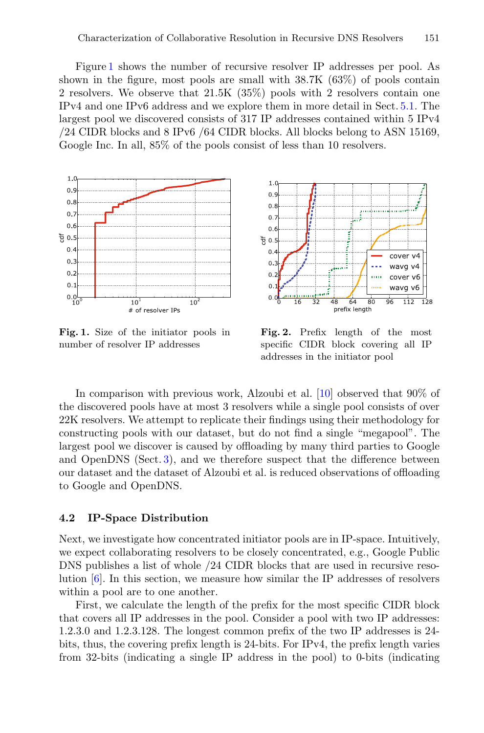Figure 1 shows the number of recursive resolver IP addresses per pool. As shown in the figure, most pools are small with 38.7K (63%) of pools contain 2 resolvers. We observe that 21.5K (35%) pools with 2 resolvers contain one IPv4 and one IPv6 address and we explore them in more detail in Sect. 5.1. The largest pool we discovered consists of 317 IP addresses contained within 5 IPv4 /24 CIDR blocks and 8 IPv6 /64 CIDR blocks. All blocks belong to ASN 15169, Google Inc. In all, 85% of the pools consist of less than 10 resolvers.

**Fig. 1.** Size of the initiator pools in number of resolver IP addresses

**Fig. 2.** Prefix length of the most specific CIDR block covering all IP addresses in the initiator pool

In comparison with previous work, Alzoubi et al. [10] observed that 90% of the discovered pools have at most 3 resolvers while a single pool consists of over 22K resolvers. We attempt to replicate their findings using their methodology for constructing pools with our dataset, but do not find a single "megapool". The largest pool we discover is caused by offloading by many third parties to Google and OpenDNS (Sect. 3), and we therefore suspect that the difference between our dataset and the dataset of Alzoubi et al. is reduced observations of offloading to Google and OpenDNS.

### 4.2 IP-Space Distribution

Next, we investigate how concentrated initiator pools are in IP-space. Intuitively, we expect collaborating resolvers to be closely concentrated, e.g., Google Public DNS publishes a list of whole /24 CIDR blocks that are used in recursive resolution [6]. In this section, we measure how similar the IP addresses of resolvers within a pool are to one another.

First, we calculate the length of the prefix for the most specific CIDR block that covers all IP addresses in the pool. Consider a pool with two IP addresses: 1.2.3.0 and 1.2.3.128. The longest common prefix of the two IP addresses is 24-bits, thus, the covering prefix length is 24-bits. For IPv4, the prefix length varies from 32-bits (indicating a single IP address in the pool) to 0-bits (indicating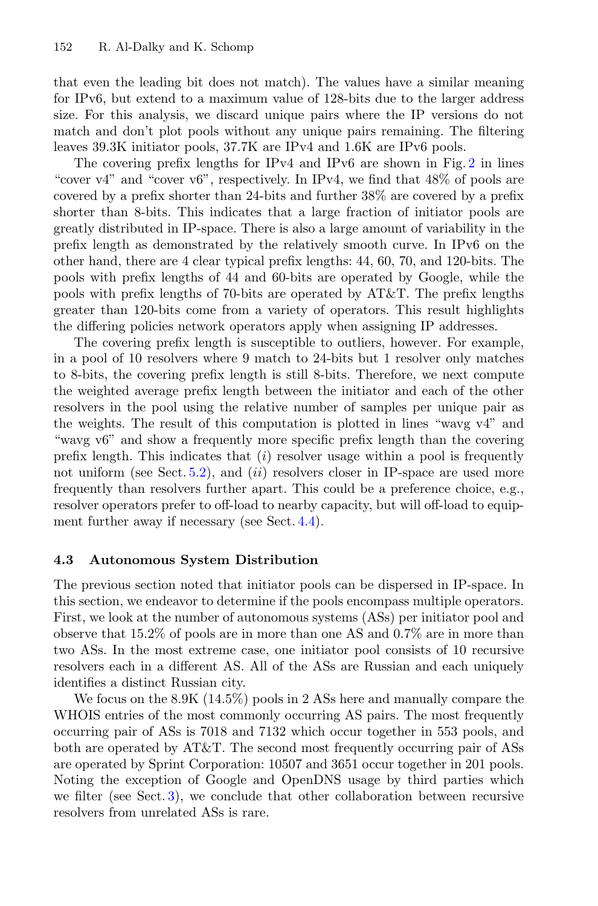that even the leading bit does not match). The values have a similar meaning for IPv6, but extend to a maximum value of 128-bits due to the larger address size. For this analysis, we discard unique pairs where the IP versions do not match and don't plot pools without any unique pairs remaining. The filtering leaves 39.3K initiator pools, 37.7K are IPv4 and 1.6K are IPv6 pools.

The covering prefix lengths for IPv4 and IPv6 are shown in Fig. 2 in lines "cover v4" and "cover v6", respectively. In IPv4, we find that 48% of pools are covered by a prefix shorter than 24-bits and further 38% are covered by a prefix shorter than 8-bits. This indicates that a large fraction of initiator pools are greatly distributed in IP-space. There is also a large amount of variability in the prefix length as demonstrated by the relatively smooth curve. In IPv6 on the other hand, there are 4 clear typical prefix lengths: 44, 60, 70, and 120-bits. The pools with prefix lengths of 44 and 60-bits are operated by Google, while the pools with prefix lengths of 70-bits are operated by AT&T. The prefix lengths greater than 120-bits come from a variety of operators. This result highlights the differing policies network operators apply when assigning IP addresses.

The covering prefix length is susceptible to outliers, however. For example, in a pool of 10 resolvers where 9 match to 24-bits but 1 resolver only matches to 8-bits, the covering prefix length is still 8-bits. Therefore, we next compute the weighted average prefix length between the initiator and each of the other resolvers in the pool using the relative number of samples per unique pair as the weights. The result of this computation is plotted in lines "wavg v4" and "wavg v6" and show a frequently more specific prefix length than the covering prefix length. This indicates that (*i*) resolver usage within a pool is frequently not uniform (see Sect. 5.2), and (*ii*) resolvers closer in IP-space are used more frequently than resolvers further apart. This could be a preference choice, e.g., resolver operators prefer to off-load to nearby capacity, but will off-load to equipment further away if necessary (see Sect. 4.4).

### 4.3 Autonomous System Distribution

The previous section noted that initiator pools can be dispersed in IP-space. In this section, we endeavor to determine if the pools encompass multiple operators. First, we look at the number of autonomous systems (ASs) per initiator pool and observe that 15.2% of pools are in more than one AS and 0.7% are in more than two ASs. In the most extreme case, one initiator pool consists of 10 recursive resolvers each in a different AS. All of the ASs are Russian and each uniquely identifies a distinct Russian city.

We focus on the 8.9K (14.5%) pools in 2 ASs here and manually compare the WHOIS entries of the most commonly occurring AS pairs. The most frequently occurring pair of ASs is 7018 and 7132 which occur together in 553 pools, and both are operated by AT&T. The second most frequently occurring pair of ASs are operated by Sprint Corporation: 10507 and 3651 occur together in 201 pools. Noting the exception of Google and OpenDNS usage by third parties which we filter (see Sect. 3), we conclude that other collaboration between recursive resolvers from unrelated ASs is rare.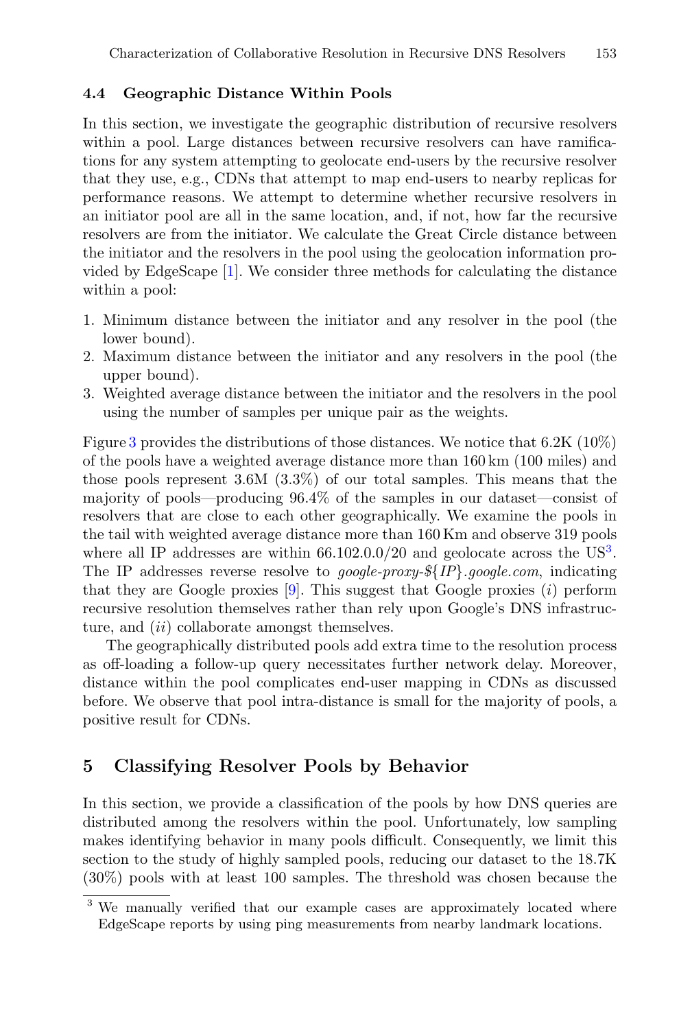### 4.4 Geographic Distance Within Pools

In this section, we investigate the geographic distribution of recursive resolvers within a pool. Large distances between recursive resolvers can have ramifications for any system attempting to geolocate end-users by the recursive resolver that they use, e.g., CDNs that attempt to map end-users to nearby replicas for performance reasons. We attempt to determine whether recursive resolvers in an initiator pool are all in the same location, and, if not, how far the recursive resolvers are from the initiator. We calculate the Great Circle distance between the initiator and the resolvers in the pool using the geolocation information provided by EdgeScape [1]. We consider three methods for calculating the distance within a pool:

1. Minimum distance between the initiator and any resolver in the pool (the lower bound).
2. Maximum distance between the initiator and any resolvers in the pool (the upper bound).
3. Weighted average distance between the initiator and the resolvers in the pool using the number of samples per unique pair as the weights.

Figure 3 provides the distributions of those distances. We notice that 6.2K (10%) of the pools have a weighted average distance more than 160 km (100 miles) and those pools represent 3.6M (3.3%) of our total samples. This means that the majority of pools—producing 96.4% of the samples in our dataset—consist of resolvers that are close to each other geographically. We examine the pools in the tail with weighted average distance more than 160 Km and observe 319 pools where all IP addresses are within 66.102.0.0/20 and geolocate across the US[3]. The IP addresses reverse resolve to *google-proxy-${IP}.google.com*, indicating that they are Google proxies [9]. This suggest that Google proxies (*i*) perform recursive resolution themselves rather than rely upon Google's DNS infrastructure, and (*ii*) collaborate amongst themselves.

The geographically distributed pools add extra time to the resolution process as off-loading a follow-up query necessitates further network delay. Moreover, distance within the pool complicates end-user mapping in CDNs as discussed before. We observe that pool intra-distance is small for the majority of pools, a positive result for CDNs.

## 5 Classifying Resolver Pools by Behavior

In this section, we provide a classification of the pools by how DNS queries are distributed among the resolvers within the pool. Unfortunately, low sampling makes identifying behavior in many pools difficult. Consequently, we limit this section to the study of highly sampled pools, reducing our dataset to the 18.7K (30%) pools with at least 100 samples. The threshold was chosen because the

[3] We manually verified that our example cases are approximately located where EdgeScape reports by using ping measurements from nearby landmark locations.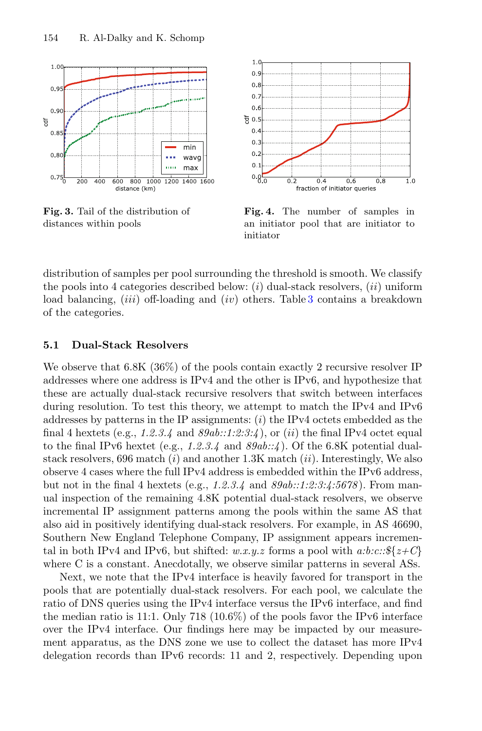**Fig. 3.** Tail of the distribution of distances within pools

**Fig. 4.** The number of samples in an initiator pool that are initiator to initiator

distribution of samples per pool surrounding the threshold is smooth. We classify the pools into 4 categories described below: (*i*) dual-stack resolvers, (*ii*) uniform load balancing, (*iii*) off-loading and (*iv*) others. Table 3 contains a breakdown of the categories.

### 5.1 Dual-Stack Resolvers

We observe that 6.8K (36%) of the pools contain exactly 2 recursive resolver IP addresses where one address is IPv4 and the other is IPv6, and hypothesize that these are actually dual-stack recursive resolvers that switch between interfaces during resolution. To test this theory, we attempt to match the IPv4 and IPv6 addresses by patterns in the IP assignments: (*i*) the IPv4 octets embedded as the final 4 hextets (e.g., *1.2.3.4* and *89ab::1:2:3:4*), or (*ii*) the final IPv4 octet equal to the final IPv6 hextet (e.g., *1.2.3.4* and *89ab::4*). Of the 6.8K potential dual-stack resolvers, 696 match (*i*) and another 1.3K match (*ii*). Interestingly, We also observe 4 cases where the full IPv4 address is embedded within the IPv6 address, but not in the final 4 hextets (e.g., *1.2.3.4* and *89ab::1:2:3:4:5678*). From manual inspection of the remaining 4.8K potential dual-stack resolvers, we observe incremental IP assignment patterns among the pools within the same AS that also aid in positively identifying dual-stack resolvers. For example, in AS 46690, Southern New England Telephone Company, IP assignment appears incremental in both IPv4 and IPv6, but shifted: *w.x.y.z* forms a pool with *a:b:c::${z+C}* where C is a constant. Anecdotally, we observe similar patterns in several ASs.

Next, we note that the IPv4 interface is heavily favored for transport in the pools that are potentially dual-stack resolvers. For each pool, we calculate the ratio of DNS queries using the IPv4 interface versus the IPv6 interface, and find the median ratio is 11:1. Only 718 (10.6%) of the pools favor the IPv6 interface over the IPv4 interface. Our findings here may be impacted by our measurement apparatus, as the DNS zone we use to collect the dataset has more IPv4 delegation records than IPv6 records: 11 and 2, respectively. Depending upon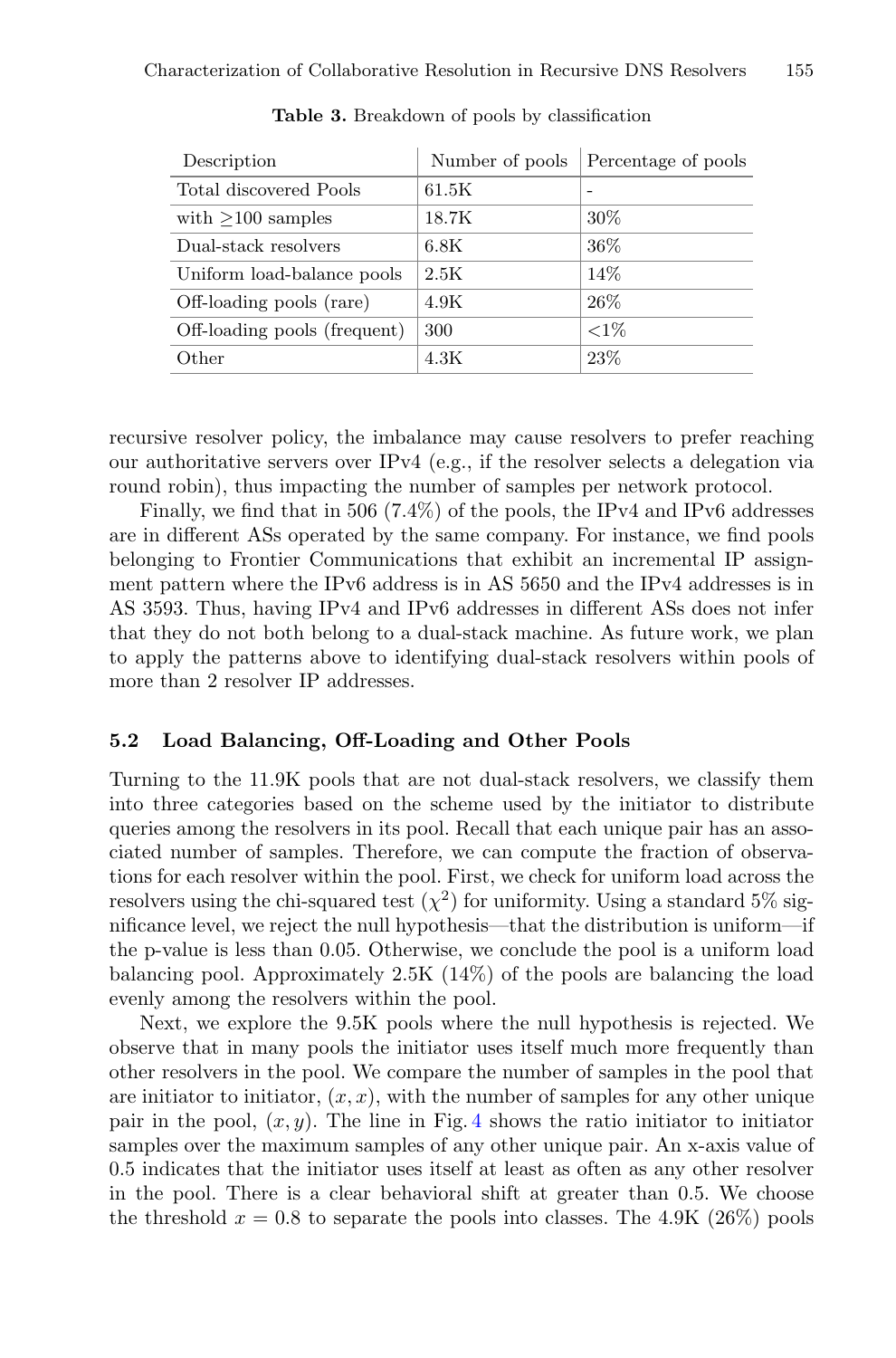**Table 3.** Breakdown of pools by classification

| Description | Number of pools | Percentage of pools |
|---|---|---|
| Total discovered Pools | 61.5K | - |
| with ≥100 samples | 18.7K | 30% |
| Dual-stack resolvers | 6.8K | 36% |
| Uniform load-balance pools | 2.5K | 14% |
| Off-loading pools (rare) | 4.9K | 26% |
| Off-loading pools (frequent) | 300 | <1% |
| Other | 4.3K | 23% |

recursive resolver policy, the imbalance may cause resolvers to prefer reaching our authoritative servers over IPv4 (e.g., if the resolver selects a delegation via round robin), thus impacting the number of samples per network protocol.

Finally, we find that in 506 (7.4%) of the pools, the IPv4 and IPv6 addresses are in different ASs operated by the same company. For instance, we find pools belonging to Frontier Communications that exhibit an incremental IP assignment pattern where the IPv6 address is in AS 5650 and the IPv4 addresses is in AS 3593. Thus, having IPv4 and IPv6 addresses in different ASs does not infer that they do not both belong to a dual-stack machine. As future work, we plan to apply the patterns above to identifying dual-stack resolvers within pools of more than 2 resolver IP addresses.

### 5.2 Load Balancing, Off-Loading and Other Pools

Turning to the 11.9K pools that are not dual-stack resolvers, we classify them into three categories based on the scheme used by the initiator to distribute queries among the resolvers in its pool. Recall that each unique pair has an associated number of samples. Therefore, we can compute the fraction of observations for each resolver within the pool. First, we check for uniform load across the resolvers using the chi-squared test ($\chi^2$) for uniformity. Using a standard 5% significance level, we reject the null hypothesis—that the distribution is uniform—if the p-value is less than 0.05. Otherwise, we conclude the pool is a uniform load balancing pool. Approximately 2.5K (14%) of the pools are balancing the load evenly among the resolvers within the pool.

Next, we explore the 9.5K pools where the null hypothesis is rejected. We observe that in many pools the initiator uses itself much more frequently than other resolvers in the pool. We compare the number of samples in the pool that are initiator to initiator, $(x, x)$, with the number of samples for any other unique pair in the pool, $(x, y)$. The line in Fig. 4 shows the ratio initiator to initiator samples over the maximum samples of any other unique pair. An x-axis value of 0.5 indicates that the initiator uses itself at least as often as any other resolver in the pool. There is a clear behavioral shift at greater than 0.5. We choose the threshold $x = 0.8$ to separate the pools into classes. The 4.9K (26%) pools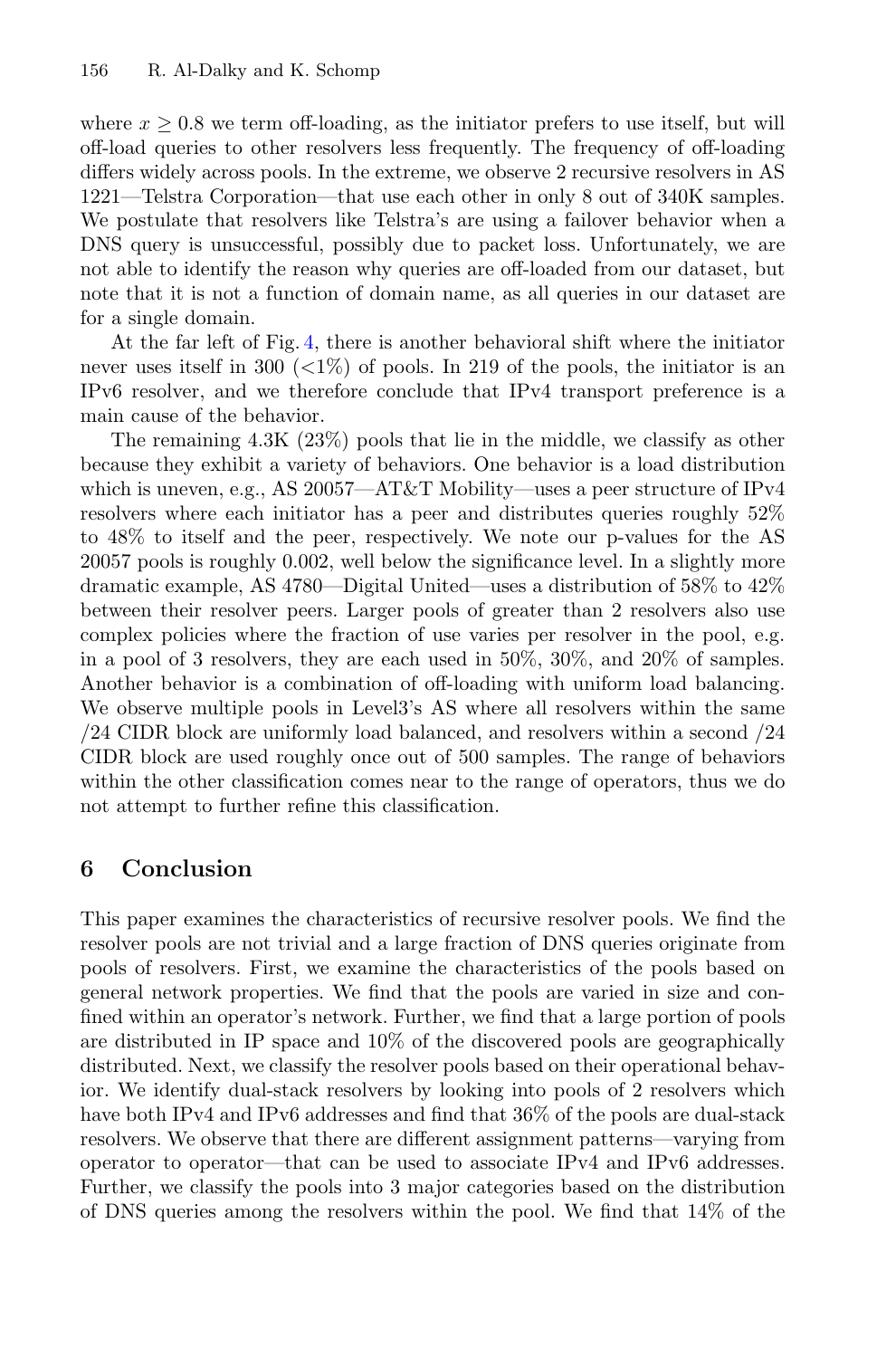where $x \geq 0.8$ we term off-loading, as the initiator prefers to use itself, but will off-load queries to other resolvers less frequently. The frequency of off-loading differs widely across pools. In the extreme, we observe 2 recursive resolvers in AS 1221—Telstra Corporation—that use each other in only 8 out of 340K samples. We postulate that resolvers like Telstra's are using a failover behavior when a DNS query is unsuccessful, possibly due to packet loss. Unfortunately, we are not able to identify the reason why queries are off-loaded from our dataset, but note that it is not a function of domain name, as all queries in our dataset are for a single domain.

At the far left of Fig. 4, there is another behavioral shift where the initiator never uses itself in 300 (<1%) of pools. In 219 of the pools, the initiator is an IPv6 resolver, and we therefore conclude that IPv4 transport preference is a main cause of the behavior.

The remaining 4.3K (23%) pools that lie in the middle, we classify as other because they exhibit a variety of behaviors. One behavior is a load distribution which is uneven, e.g., AS 20057—AT&T Mobility—uses a peer structure of IPv4 resolvers where each initiator has a peer and distributes queries roughly 52% to 48% to itself and the peer, respectively. We note our p-values for the AS 20057 pools is roughly 0.002, well below the significance level. In a slightly more dramatic example, AS 4780—Digital United—uses a distribution of 58% to 42% between their resolver peers. Larger pools of greater than 2 resolvers also use complex policies where the fraction of use varies per resolver in the pool, e.g. in a pool of 3 resolvers, they are each used in 50%, 30%, and 20% of samples. Another behavior is a combination of off-loading with uniform load balancing. We observe multiple pools in Level3's AS where all resolvers within the same /24 CIDR block are uniformly load balanced, and resolvers within a second /24 CIDR block are used roughly once out of 500 samples. The range of behaviors within the other classification comes near to the range of operators, thus we do not attempt to further refine this classification.

## 6 Conclusion

This paper examines the characteristics of recursive resolver pools. We find the resolver pools are not trivial and a large fraction of DNS queries originate from pools of resolvers. First, we examine the characteristics of the pools based on general network properties. We find that the pools are varied in size and confined within an operator's network. Further, we find that a large portion of pools are distributed in IP space and 10% of the discovered pools are geographically distributed. Next, we classify the resolver pools based on their operational behavior. We identify dual-stack resolvers by looking into pools of 2 resolvers which have both IPv4 and IPv6 addresses and find that 36% of the pools are dual-stack resolvers. We observe that there are different assignment patterns—varying from operator to operator—that can be used to associate IPv4 and IPv6 addresses. Further, we classify the pools into 3 major categories based on the distribution of DNS queries among the resolvers within the pool. We find that 14% of the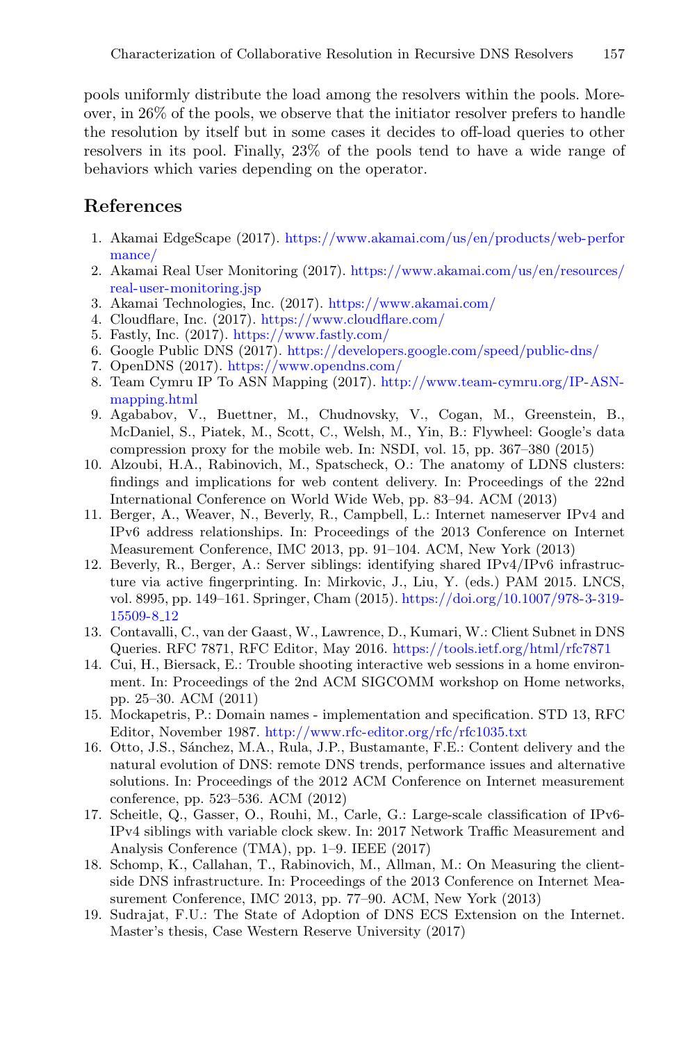pools uniformly distribute the load among the resolvers within the pools. Moreover, in 26% of the pools, we observe that the initiator resolver prefers to handle the resolution by itself but in some cases it decides to off-load queries to other resolvers in its pool. Finally, 23% of the pools tend to have a wide range of behaviors which varies depending on the operator.

## References

1. Akamai EdgeScape (2017). https://www.akamai.com/us/en/products/web-performance/
2. Akamai Real User Monitoring (2017). https://www.akamai.com/us/en/resources/real-user-monitoring.jsp
3. Akamai Technologies, Inc. (2017). https://www.akamai.com/
4. Cloudflare, Inc. (2017). https://www.cloudflare.com/
5. Fastly, Inc. (2017). https://www.fastly.com/
6. Google Public DNS (2017). https://developers.google.com/speed/public-dns/
7. OpenDNS (2017). https://www.opendns.com/
8. Team Cymru IP To ASN Mapping (2017). http://www.team-cymru.org/IP-ASN-mapping.html
9. Agababov, V., Buettner, M., Chudnovsky, V., Cogan, M., Greenstein, B., McDaniel, S., Piatek, M., Scott, C., Welsh, M., Yin, B.: Flywheel: Google's data compression proxy for the mobile web. In: NSDI, vol. 15, pp. 367–380 (2015)
10. Alzoubi, H.A., Rabinovich, M., Spatscheck, O.: The anatomy of LDNS clusters: findings and implications for web content delivery. In: Proceedings of the 22nd International Conference on World Wide Web, pp. 83–94. ACM (2013)
11. Berger, A., Weaver, N., Beverly, R., Campbell, L.: Internet nameserver IPv4 and IPv6 address relationships. In: Proceedings of the 2013 Conference on Internet Measurement Conference, IMC 2013, pp. 91–104. ACM, New York (2013)
12. Beverly, R., Berger, A.: Server siblings: identifying shared IPv4/IPv6 infrastructure via active fingerprinting. In: Mirkovic, J., Liu, Y. (eds.) PAM 2015. LNCS, vol. 8995, pp. 149–161. Springer, Cham (2015). https://doi.org/10.1007/978-3-319-15509-8_12
13. Contavalli, C., van der Gaast, W., Lawrence, D., Kumari, W.: Client Subnet in DNS Queries. RFC 7871, RFC Editor, May 2016. https://tools.ietf.org/html/rfc7871
14. Cui, H., Biersack, E.: Trouble shooting interactive web sessions in a home environment. In: Proceedings of the 2nd ACM SIGCOMM workshop on Home networks, pp. 25–30. ACM (2011)
15. Mockapetris, P.: Domain names - implementation and specification. STD 13, RFC Editor, November 1987. http://www.rfc-editor.org/rfc/rfc1035.txt
16. Otto, J.S., Sánchez, M.A., Rula, J.P., Bustamante, F.E.: Content delivery and the natural evolution of DNS: remote DNS trends, performance issues and alternative solutions. In: Proceedings of the 2012 ACM Conference on Internet measurement conference, pp. 523–536. ACM (2012)
17. Scheitle, Q., Gasser, O., Rouhi, M., Carle, G.: Large-scale classification of IPv6-IPv4 siblings with variable clock skew. In: 2017 Network Traffic Measurement and Analysis Conference (TMA), pp. 1–9. IEEE (2017)
18. Schomp, K., Callahan, T., Rabinovich, M., Allman, M.: On Measuring the client-side DNS infrastructure. In: Proceedings of the 2013 Conference on Internet Measurement Conference, IMC 2013, pp. 77–90. ACM, New York (2013)
19. Sudrajat, F.U.: The State of Adoption of DNS ECS Extension on the Internet. Master's thesis, Case Western Reserve University (2017)